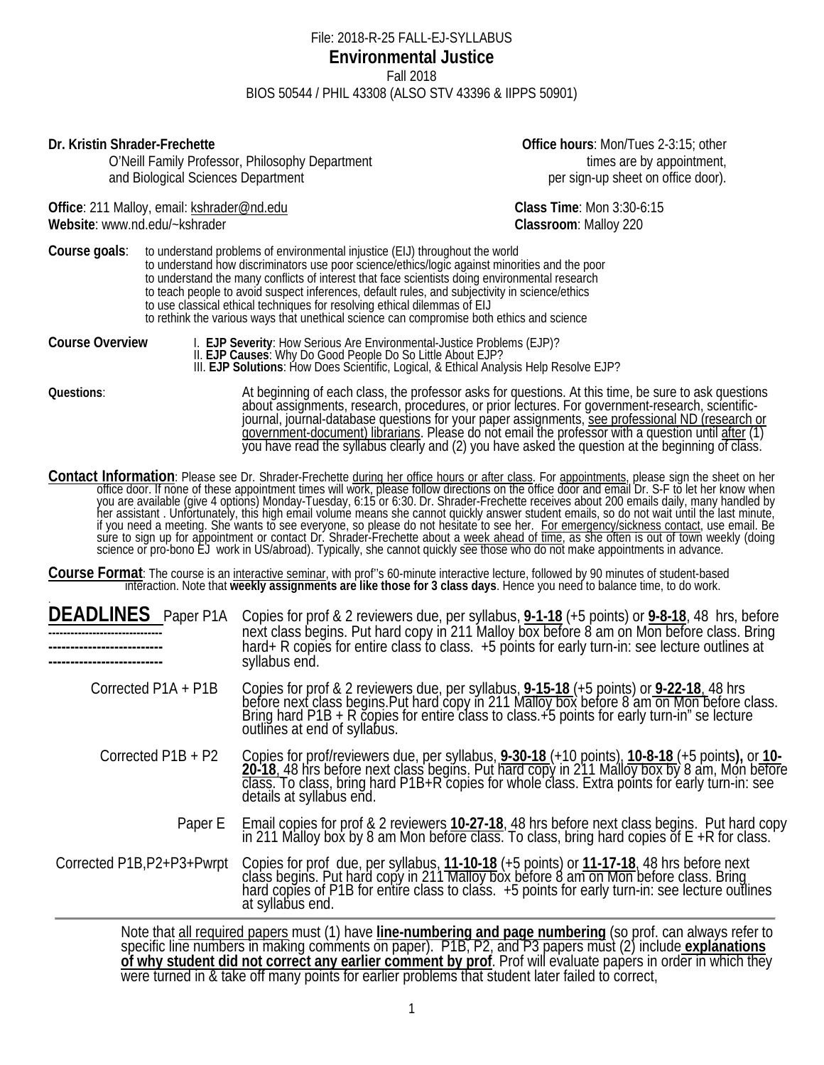File: 2018-R-25 FALL-EJ-SYLLABUS

# Environmental Justice

Fall 2018

BIOS 50544 / PHIL 43308 (ALSO STV 43396 & IIPPS 50901)

**Dr. Kristin Shrader-Frechette**
O'Neill Family Professor, Philosophy Department
and Biological Sciences Department

**Office hours**: Mon/Tues 2-3:15; other times are by appointment, per sign-up sheet on office door).

**Office**: 211 Malloy, email: kshrader@nd.edu
**Website**: www.nd.edu/~kshrader

**Class Time**: Mon 3:30-6:15
**Classroom**: Malloy 220

**Course goals**:
- to understand problems of environmental injustice (EIJ) throughout the world
- to understand how discriminators use poor science/ethics/logic against minorities and the poor
- to understand the many conflicts of interest that face scientists doing environmental research
- to teach people to avoid suspect inferences, default rules, and subjectivity in science/ethics
- to use classical ethical techniques for resolving ethical dilemmas of EIJ
- to rethink the various ways that unethical science can compromise both ethics and science

**Course Overview**
- I. **EJP Severity**: How Serious Are Environmental-Justice Problems (EJP)?
- II. **EJP Causes**: Why Do Good People Do So Little About EJP?
- III. **EJP Solutions**: How Does Scientific, Logical, & Ethical Analysis Help Resolve EJP?

**Questions**: At beginning of each class, the professor asks for questions. At this time, be sure to ask questions about assignments, research, procedures, or prior lectures. For government-research, scientific-journal, journal-database questions for your paper assignments, see professional ND (research or government-document) librarians. Please do not email the professor with a question until after (1) you have read the syllabus clearly and (2) you have asked the question at the beginning of class.

**Contact Information**: Please see Dr. Shrader-Frechette during her office hours or after class. For appointments, please sign the sheet on her office door. If none of these appointment times will work, please follow directions on the office door and email Dr. S-F to let her know when you are available (give 4 options) Monday-Tuesday, 6:15 or 6:30. Dr. Shrader-Frechette receives about 200 emails daily, many handled by her assistant . Unfortunately, this high email volume means she cannot quickly answer student emails, so do not wait until the last minute, if you need a meeting. She wants to see everyone, so please do not hesitate to see her. For emergency/sickness contact, use email. Be sure to sign up for appointment or contact Dr. Shrader-Frechette about a week ahead of time, as she often is out of town weekly (doing science or pro-bono EJ work in US/abroad). Typically, she cannot quickly see those who do not make appointments in advance.

**Course Format**: The course is an interactive seminar, with prof''s 60-minute interactive lecture, followed by 90 minutes of student-based interaction. Note that **weekly assignments are like those for 3 class days**. Hence you need to balance time, to do work.

## DEADLINES

| | |
|---|---|
| Paper P1A | Copies for prof & 2 reviewers due, per syllabus, **9-1-18** (+5 points) or **9-8-18**, 48 hrs, before next class begins. Put hard copy in 211 Malloy box before 8 am on Mon before class. Bring hard+ R copies for entire class to class. +5 points for early turn-in: see lecture outlines at syllabus end. |
| Corrected P1A + P1B | Copies for prof & 2 reviewers due, per syllabus, **9-15-18** (+5 points) or **9-22-18**, 48 hrs before next class begins.Put hard copy in 211 Malloy box before 8 am on Mon before class. Bring hard P1B + R copies for entire class to class.+5 points for early turn-in" se lecture outlines at end of syllabus. |
| Corrected P1B + P2 | Copies for prof/reviewers due, per syllabus, **9-30-18** (+10 points), **10-8-18** (+5 points**)**, or **10-20-18**, 48 hrs before next class begins. Put hard copy in 211 Malloy box by 8 am, Mon before class. To class, bring hard P1B+R copies for whole class. Extra points for early turn-in: see details at syllabus end. |
| Paper E | Email copies for prof & 2 reviewers **10-27-18**, 48 hrs before next class begins. Put hard copy in 211 Malloy box by 8 am Mon before class. To class, bring hard copies of E +R for class. |
| Corrected P1B,P2+P3+Pwrpt | Copies for prof due, per syllabus, **11-10-18** (+5 points) or **11-17-18**, 48 hrs before next class begins. Put hard copy in 211 Malloy box before 8 am on Mon before class. Bring hard copies of P1B for entire class to class. +5 points for early turn-in: see lecture outlines at syllabus end. |

Note that all required papers must (1) have **line-numbering and page numbering** (so prof. can always refer to specific line numbers in making comments on paper). P1B, P2, and P3 papers must (2) include **explanations of why student did not correct any earlier comment by prof**. Prof will evaluate papers in order in which they were turned in & take off many points for earlier problems that student later failed to correct,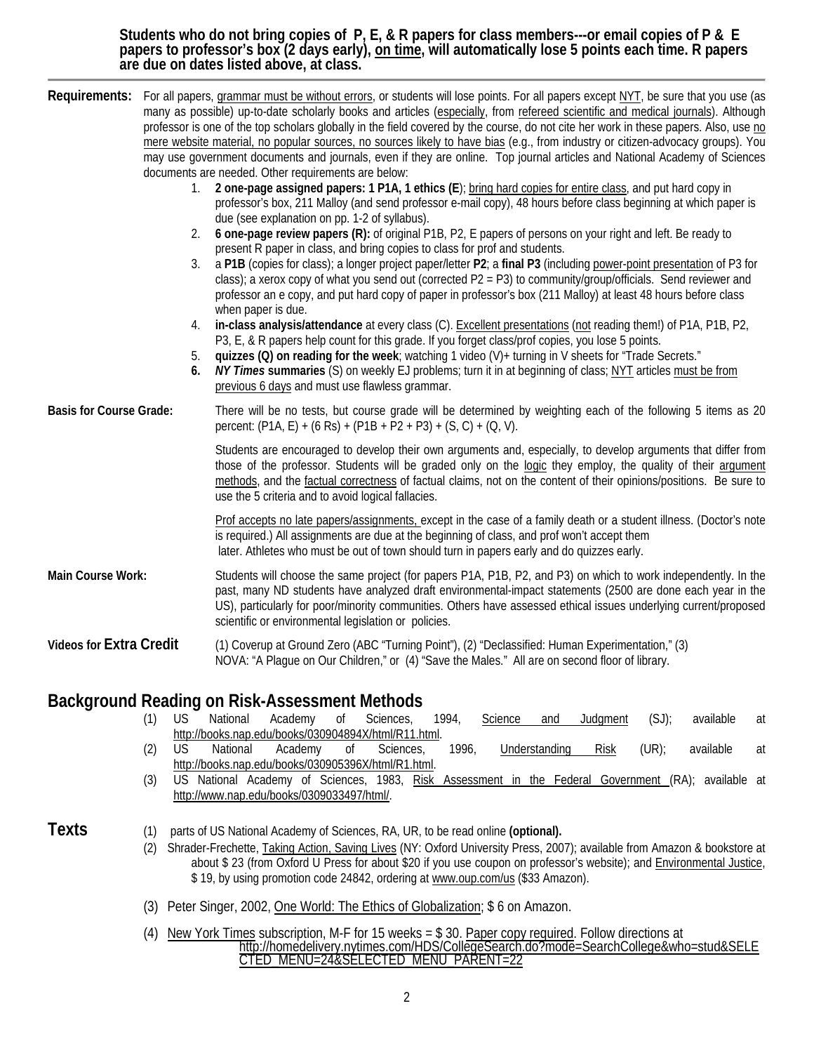**Students who do not bring copies of P, E, & R papers for class members---or email copies of P & E papers to professor's box (2 days early), <u>on time</u>, will automatically lose 5 points each time. R papers are due on dates listed above, at class.**

---

**Requirements:** For all papers, <u>grammar must be without errors</u>, or students will lose points. For all papers except <u>NYT</u>, be sure that you use (as many as possible) up-to-date scholarly books and articles (<u>especially</u>, from <u>refereed scientific and medical journals</u>). Although professor is one of the top scholars globally in the field covered by the course, do not cite her work in these papers. Also, use <u>no mere website material, no popular sources, no sources likely to have bias</u> (e.g., from industry or citizen-advocacy groups). You may use government documents and journals, even if they are online. Top journal articles and National Academy of Sciences documents are needed. Other requirements are below:

1. **2 one-page assigned papers: 1 P1A, 1 ethics (E**); <u>bring hard copies for entire class</u>, and put hard copy in professor's box, 211 Malloy (and send professor e-mail copy), 48 hours before class beginning at which paper is due (see explanation on pp. 1-2 of syllabus).
2. **6 one-page review papers (R):** of original P1B, P2, E papers of persons on your right and left. Be ready to present R paper in class, and bring copies to class for prof and students.
3. a **P1B** (copies for class); a longer project paper/letter **P2**; a **final P3** (including <u>power-point presentation</u> of P3 for class); a xerox copy of what you send out (corrected P2 = P3) to community/group/officials. Send reviewer and professor an e copy, and put hard copy of paper in professor's box (211 Malloy) at least 48 hours before class when paper is due.
4. **in-class analysis/attendance** at every class (C). <u>Excellent presentations</u> (<u>not</u> reading them!) of P1A, P1B, P2, P3, E, & R papers help count for this grade. If you forget class/prof copies, you lose 5 points.
5. **quizzes (Q) on reading for the week**; watching 1 video (V)+ turning in V sheets for "Trade Secrets."
6. ***NY Times* summaries** (S) on weekly EJ problems; turn it in at beginning of class; <u>NYT</u> articles <u>must be from previous 6 days</u> and must use flawless grammar.

**Basis for Course Grade:** There will be no tests, but course grade will be determined by weighting each of the following 5 items as 20 percent: (P1A, E) + (6 Rs) + (P1B + P2 + P3) + (S, C) + (Q, V).

Students are encouraged to develop their own arguments and, especially, to develop arguments that differ from those of the professor. Students will be graded only on the <u>logic</u> they employ, the quality of their <u>argument methods</u>, and the <u>factual correctness</u> of factual claims, not on the content of their opinions/positions. Be sure to use the 5 criteria and to avoid logical fallacies.

<u>Prof accepts no late papers/assignments,</u> except in the case of a family death or a student illness. (Doctor's note is required.) All assignments are due at the beginning of class, and prof won't accept them later. Athletes who must be out of town should turn in papers early and do quizzes early.

**Main Course Work:** Students will choose the same project (for papers P1A, P1B, P2, and P3) on which to work independently. In the past, many ND students have analyzed draft environmental-impact statements (2500 are done each year in the US), particularly for poor/minority communities. Others have assessed ethical issues underlying current/proposed scientific or environmental legislation or policies.

**Videos for Extra Credit** (1) Coverup at Ground Zero (ABC "Turning Point"), (2) "Declassified: Human Experimentation," (3) NOVA: "A Plague on Our Children," or (4) "Save the Males." All are on second floor of library.

## Background Reading on Risk-Assessment Methods

(1) US National Academy of Sciences, 1994, <u>Science and Judgment</u> (SJ); available at <u>http://books.nap.edu/books/030904894X/html/R11.html</u>.
(2) US National Academy of Sciences, 1996, <u>Understanding Risk</u> (UR); available at <u>http://books.nap.edu/books/030905396X/html/R1.html</u>.
(3) US National Academy of Sciences, 1983, <u>Risk Assessment in the Federal Government</u> (RA); available at <u>http://www.nap.edu/books/0309033497/html/</u>.

## Texts

(1) parts of US National Academy of Sciences, RA, UR, to be read online **(optional).**
(2) Shrader-Frechette, <u>Taking Action, Saving Lives</u> (NY: Oxford University Press, 2007); available from Amazon & bookstore at about $ 23 (from Oxford U Press for about $20 if you use coupon on professor's website); and <u>Environmental Justice</u>, $ 19, by using promotion code 24842, ordering at <u>www.oup.com/us</u> ($33 Amazon).
(3) Peter Singer, 2002, <u>One World: The Ethics of Globalization</u>; $ 6 on Amazon.
(4) <u>New York Times</u> subscription, M-F for 15 weeks = $ 30. <u>Paper copy required</u>. Follow directions at <u>http://homedelivery.nytimes.com/HDS/CollegeSearch.do?mode=SearchCollege&who=stud&SELECTED_MENU=24&SELECTED_MENU_PARENT=22</u>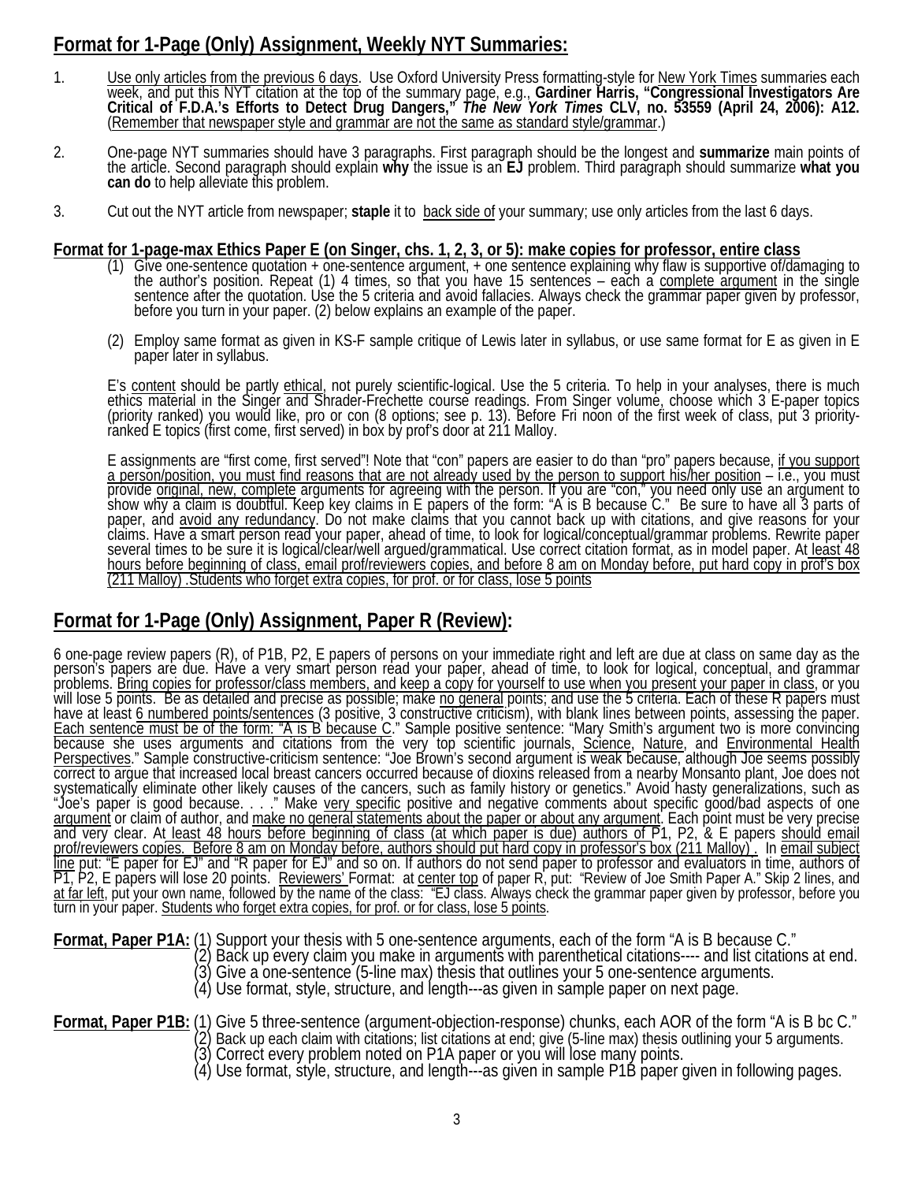## Format for 1-Page (Only) Assignment, Weekly NYT Summaries:

1. Use only articles from the previous 6 days. Use Oxford University Press formatting-style for New York Times summaries each week, and put this NYT citation at the top of the summary page, e.g., **Gardiner Harris, "Congressional Investigators Are Critical of F.D.A.'s Efforts to Detect Drug Dangers,"** ***The New York Times*** **CLV, no. 53559 (April 24, 2006): A12.** (Remember that newspaper style and grammar are not the same as standard style/grammar.)

2. One-page NYT summaries should have 3 paragraphs. First paragraph should be the longest and **summarize** main points of the article. Second paragraph should explain **why** the issue is an **EJ** problem. Third paragraph should summarize **what you can do** to help alleviate this problem.

3. Cut out the NYT article from newspaper; **staple** it to back side of your summary; use only articles from the last 6 days.

## Format for 1-page-max Ethics Paper E (on Singer, chs. 1, 2, 3, or 5): make copies for professor, entire class

(1) Give one-sentence quotation + one-sentence argument, + one sentence explaining why flaw is supportive of/damaging to the author's position. Repeat (1) 4 times, so that you have 15 sentences – each a complete argument in the single sentence after the quotation. Use the 5 criteria and avoid fallacies. Always check the grammar paper given by professor, before you turn in your paper. (2) below explains an example of the paper.

(2) Employ same format as given in KS-F sample critique of Lewis later in syllabus, or use same format for E as given in E paper later in syllabus.

E's content should be partly ethical, not purely scientific-logical. Use the 5 criteria. To help in your analyses, there is much ethics material in the Singer and Shrader-Frechette course readings. From Singer volume, choose which 3 E-paper topics (priority ranked) you would like, pro or con (8 options; see p. 13). Before Fri noon of the first week of class, put 3 priority-ranked E topics (first come, first served) in box by prof's door at 211 Malloy.

E assignments are "first come, first served"! Note that "con" papers are easier to do than "pro" papers because, if you support a person/position, you must find reasons that are not already used by the person to support his/her position – i.e., you must provide original, new, complete arguments for agreeing with the person. If you are "con," you need only use an argument to show why a claim is doubtful. Keep key claims in E papers of the form: "A is B because C." Be sure to have all 3 parts of paper, and avoid any redundancy. Do not make claims that you cannot back up with citations, and give reasons for your claims. Have a smart person read your paper, ahead of time, to look for logical/conceptual/grammar problems. Rewrite paper several times to be sure it is logical/clear/well argued/grammatical. Use correct citation format, as in model paper. At least 48 hours before beginning of class, email prof/reviewers copies, and before 8 am on Monday before, put hard copy in prof's box (211 Malloy) .Students who forget extra copies, for prof. or for class, lose 5 points

## Format for 1-Page (Only) Assignment, Paper R (Review):

6 one-page review papers (R), of P1B, P2, E papers of persons on your immediate right and left are due at class on same day as the person's papers are due. Have a very smart person read your paper, ahead of time, to look for logical, conceptual, and grammar problems. Bring copies for professor/class members, and keep a copy for yourself to use when you present your paper in class, or you will lose 5 points. Be as detailed and precise as possible; make no general points; and use the 5 criteria. Each of these R papers must have at least 6 numbered points/sentences (3 positive, 3 constructive criticism), with blank lines between points, assessing the paper. Each sentence must be of the form: "A is B because C." Sample positive sentence: "Mary Smith's argument two is more convincing because she uses arguments and citations from the very top scientific journals, Science, Nature, and Environmental Health Perspectives." Sample constructive-criticism sentence: "Joe Brown's second argument is weak because, although Joe seems possibly correct to argue that increased local breast cancers occurred because of dioxins released from a nearby Monsanto plant, Joe does not systematically eliminate other likely causes of the cancers, such as family history or genetics." Avoid hasty generalizations, such as "Joe's paper is good because. . . ." Make very specific positive and negative comments about specific good/bad aspects of one argument or claim of author, and make no general statements about the paper or about any argument. Each point must be very precise and very clear. At least 48 hours before beginning of class (at which paper is due) authors of P1, P2, & E papers should email prof/reviewers copies. Before 8 am on Monday before, authors should put hard copy in professor's box (211 Malloy) . In email subject line put: "E paper for EJ" and "R paper for EJ" and so on. If authors do not send paper to professor and evaluators in time, authors of P1, P2, E papers will lose 20 points. Reviewers' Format: at center top of paper R, put: "Review of Joe Smith Paper A." Skip 2 lines, and at far left, put your own name, followed by the name of the class: "EJ class. Always check the grammar paper given by professor, before you turn in your paper. Students who forget extra copies, for prof. or for class, lose 5 points.

**Format, Paper P1A:** (1) Support your thesis with 5 one-sentence arguments, each of the form "A is B because C."
(2) Back up every claim you make in arguments with parenthetical citations---- and list citations at end.
(3) Give a one-sentence (5-line max) thesis that outlines your 5 one-sentence arguments.
(4) Use format, style, structure, and length---as given in sample paper on next page.

**Format, Paper P1B:** (1) Give 5 three-sentence (argument-objection-response) chunks, each AOR of the form "A is B bc C."
(2) Back up each claim with citations; list citations at end; give (5-line max) thesis outlining your 5 arguments.
(3) Correct every problem noted on P1A paper or you will lose many points.
(4) Use format, style, structure, and length---as given in sample P1B paper given in following pages.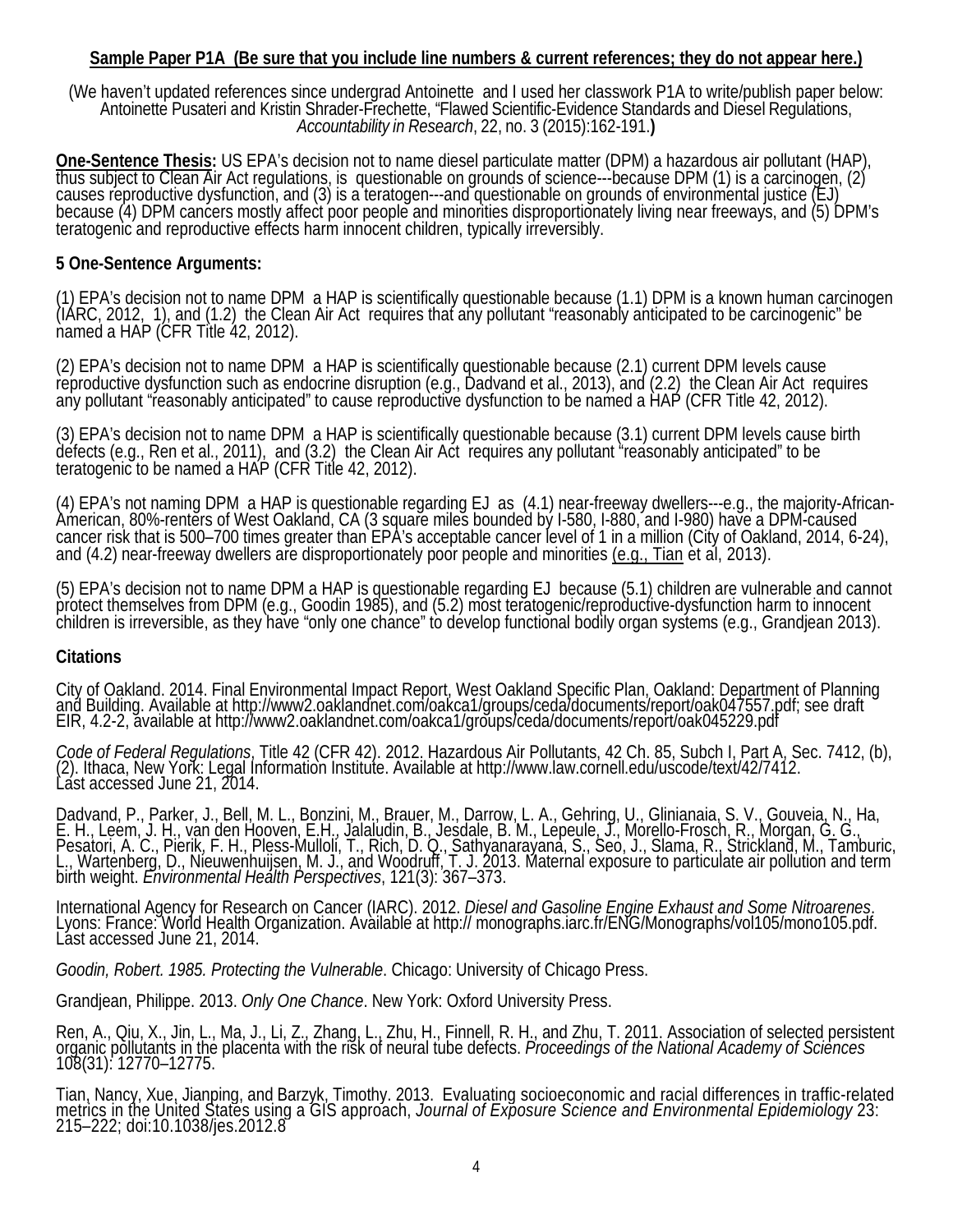**Sample Paper P1A (Be sure that you include line numbers & current references; they do not appear here.)**

(We haven't updated references since undergrad Antoinette and I used her classwork P1A to write/publish paper below: Antoinette Pusateri and Kristin Shrader-Frechette, "Flawed Scientific-Evidence Standards and Diesel Regulations, *Accountability in Research*, 22, no. 3 (2015):162-191.**)**

**One-Sentence Thesis:** US EPA's decision not to name diesel particulate matter (DPM) a hazardous air pollutant (HAP), thus subject to Clean Air Act regulations, is questionable on grounds of science---because DPM (1) is a carcinogen, (2) causes reproductive dysfunction, and (3) is a teratogen---and questionable on grounds of environmental justice (EJ) because (4) DPM cancers mostly affect poor people and minorities disproportionately living near freeways, and (5) DPM's teratogenic and reproductive effects harm innocent children, typically irreversibly.

**5 One-Sentence Arguments:**

(1) EPA's decision not to name DPM a HAP is scientifically questionable because (1.1) DPM is a known human carcinogen (IARC, 2012, 1), and (1.2) the Clean Air Act requires that any pollutant "reasonably anticipated to be carcinogenic" be named a HAP (CFR Title 42, 2012).

(2) EPA's decision not to name DPM a HAP is scientifically questionable because (2.1) current DPM levels cause reproductive dysfunction such as endocrine disruption (e.g., Dadvand et al., 2013), and (2.2) the Clean Air Act requires any pollutant "reasonably anticipated" to cause reproductive dysfunction to be named a HAP (CFR Title 42, 2012).

(3) EPA's decision not to name DPM a HAP is scientifically questionable because (3.1) current DPM levels cause birth defects (e.g., Ren et al., 2011), and (3.2) the Clean Air Act requires any pollutant "reasonably anticipated" to be teratogenic to be named a HAP (CFR Title 42, 2012).

(4) EPA's not naming DPM a HAP is questionable regarding EJ as (4.1) near-freeway dwellers---e.g., the majority-African-American, 80%-renters of West Oakland, CA (3 square miles bounded by I-580, I-880, and I-980) have a DPM-caused cancer risk that is 500–700 times greater than EPA's acceptable cancer level of 1 in a million (City of Oakland, 2014, 6-24), and (4.2) near-freeway dwellers are disproportionately poor people and minorities (e.g., Tian et al, 2013).

(5) EPA's decision not to name DPM a HAP is questionable regarding EJ because (5.1) children are vulnerable and cannot protect themselves from DPM (e.g., Goodin 1985), and (5.2) most teratogenic/reproductive-dysfunction harm to innocent children is irreversible, as they have "only one chance" to develop functional bodily organ systems (e.g., Grandjean 2013).

**Citations**

City of Oakland. 2014. Final Environmental Impact Report, West Oakland Specific Plan, Oakland: Department of Planning and Building. Available at http://www2.oaklandnet.com/oakca1/groups/ceda/documents/report/oak047557.pdf; see draft EIR, 4.2-2, available at http://www2.oaklandnet.com/oakca1/groups/ceda/documents/report/oak045229.pdf

*Code of Federal Regulations*, Title 42 (CFR 42). 2012. Hazardous Air Pollutants, 42 Ch. 85, Subch I, Part A, Sec. 7412, (b), (2). Ithaca, New York: Legal Information Institute. Available at http://www.law.cornell.edu/uscode/text/42/7412. Last accessed June 21, 2014.

Dadvand, P., Parker, J., Bell, M. L., Bonzini, M., Brauer, M., Darrow, L. A., Gehring, U., Glinianaia, S. V., Gouveia, N., Ha, E. H., Leem, J. H., van den Hooven, E.H., Jalaludin, B., Jesdale, B. M., Lepeule, J., Morello-Frosch, R., Morgan, G. G., Pesatori, A. C., Pierik, F. H., Pless-Mulloli, T., Rich, D. Q., Sathyanarayana, S., Seo, J., Slama, R., Strickland, M., Tamburic, L., Wartenberg, D., Nieuwenhuijsen, M. J., and Woodruff, T. J. 2013. Maternal exposure to particulate air pollution and term birth weight. *Environmental Health Perspectives*, 121(3): 367–373.

International Agency for Research on Cancer (IARC). 2012. *Diesel and Gasoline Engine Exhaust and Some Nitroarenes*. Lyons: France: World Health Organization. Available at http:// monographs.iarc.fr/ENG/Monographs/vol105/mono105.pdf. Last accessed June 21, 2014.

*Goodin, Robert. 1985. Protecting the Vulnerable*. Chicago: University of Chicago Press.

Grandjean, Philippe. 2013. *Only One Chance*. New York: Oxford University Press.

Ren, A., Qiu, X., Jin, L., Ma, J., Li, Z., Zhang, L., Zhu, H., Finnell, R. H., and Zhu, T. 2011. Association of selected persistent organic pollutants in the placenta with the risk of neural tube defects. *Proceedings of the National Academy of Sciences* 108(31): 12770–12775.

Tian, Nancy, Xue, Jianping, and Barzyk, Timothy. 2013. Evaluating socioeconomic and racial differences in traffic-related metrics in the United States using a GIS approach, *Journal of Exposure Science and Environmental Epidemiology* 23: 215–222; doi:10.1038/jes.2012.8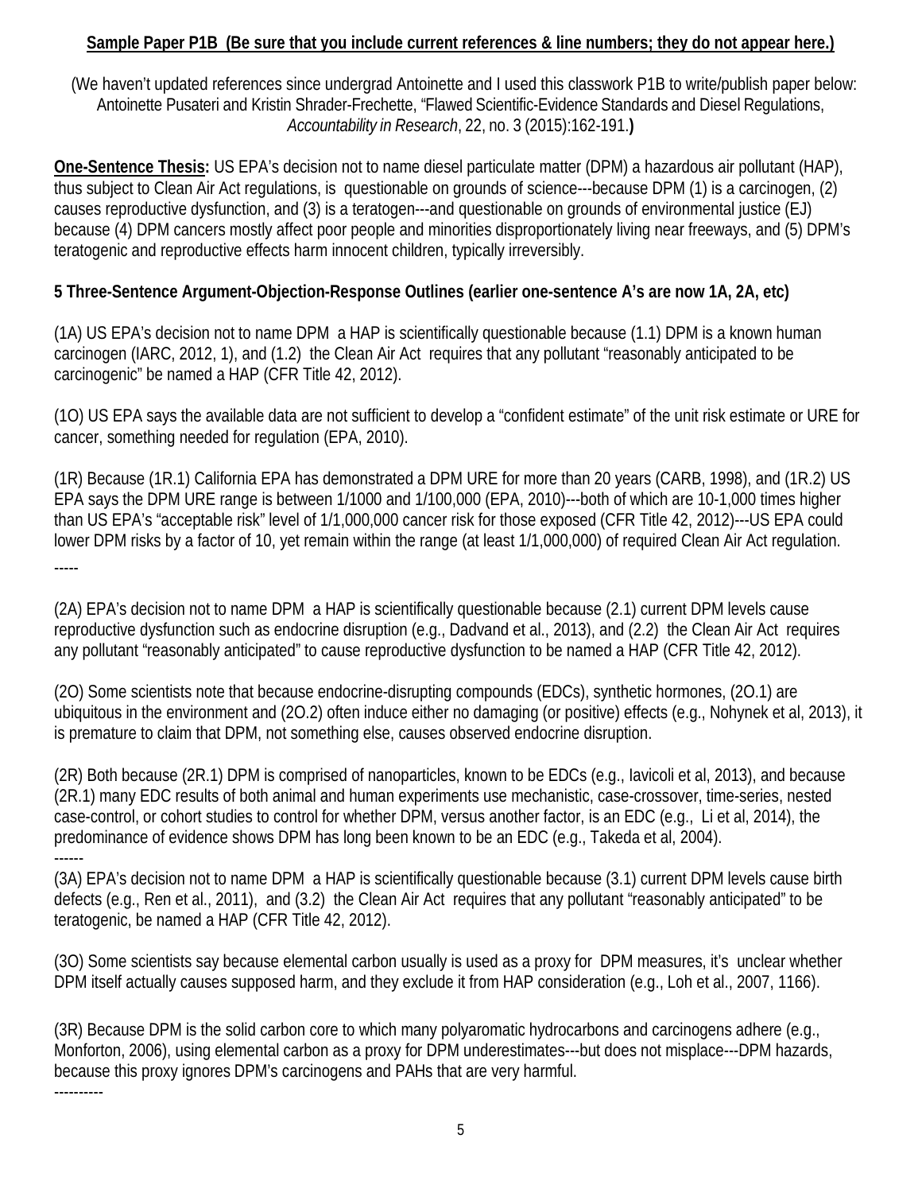**Sample Paper P1B (Be sure that you include current references & line numbers; they do not appear here.)**

(We haven't updated references since undergrad Antoinette and I used this classwork P1B to write/publish paper below: Antoinette Pusateri and Kristin Shrader-Frechette, "Flawed Scientific-Evidence Standards and Diesel Regulations, *Accountability in Research*, 22, no. 3 (2015):162-191.**)**

**One-Sentence Thesis:** US EPA's decision not to name diesel particulate matter (DPM) a hazardous air pollutant (HAP), thus subject to Clean Air Act regulations, is questionable on grounds of science---because DPM (1) is a carcinogen, (2) causes reproductive dysfunction, and (3) is a teratogen---and questionable on grounds of environmental justice (EJ) because (4) DPM cancers mostly affect poor people and minorities disproportionately living near freeways, and (5) DPM's teratogenic and reproductive effects harm innocent children, typically irreversibly.

**5 Three-Sentence Argument-Objection-Response Outlines (earlier one-sentence A's are now 1A, 2A, etc)**

(1A) US EPA's decision not to name DPM a HAP is scientifically questionable because (1.1) DPM is a known human carcinogen (IARC, 2012, 1), and (1.2) the Clean Air Act requires that any pollutant "reasonably anticipated to be carcinogenic" be named a HAP (CFR Title 42, 2012).

(1O) US EPA says the available data are not sufficient to develop a "confident estimate" of the unit risk estimate or URE for cancer, something needed for regulation (EPA, 2010).

(1R) Because (1R.1) California EPA has demonstrated a DPM URE for more than 20 years (CARB, 1998), and (1R.2) US EPA says the DPM URE range is between 1/1000 and 1/100,000 (EPA, 2010)---both of which are 10-1,000 times higher than US EPA's "acceptable risk" level of 1/1,000,000 cancer risk for those exposed (CFR Title 42, 2012)---US EPA could lower DPM risks by a factor of 10, yet remain within the range (at least 1/1,000,000) of required Clean Air Act regulation.

-----

(2A) EPA's decision not to name DPM a HAP is scientifically questionable because (2.1) current DPM levels cause reproductive dysfunction such as endocrine disruption (e.g., Dadvand et al., 2013), and (2.2) the Clean Air Act requires any pollutant "reasonably anticipated" to cause reproductive dysfunction to be named a HAP (CFR Title 42, 2012).

(2O) Some scientists note that because endocrine-disrupting compounds (EDCs), synthetic hormones, (2O.1) are ubiquitous in the environment and (2O.2) often induce either no damaging (or positive) effects (e.g., Nohynek et al, 2013), it is premature to claim that DPM, not something else, causes observed endocrine disruption.

(2R) Both because (2R.1) DPM is comprised of nanoparticles, known to be EDCs (e.g., Iavicoli et al, 2013), and because (2R.1) many EDC results of both animal and human experiments use mechanistic, case-crossover, time-series, nested case-control, or cohort studies to control for whether DPM, versus another factor, is an EDC (e.g., Li et al, 2014), the predominance of evidence shows DPM has long been known to be an EDC (e.g., Takeda et al, 2004).

------

(3A) EPA's decision not to name DPM a HAP is scientifically questionable because (3.1) current DPM levels cause birth defects (e.g., Ren et al., 2011), and (3.2) the Clean Air Act requires that any pollutant "reasonably anticipated" to be teratogenic, be named a HAP (CFR Title 42, 2012).

(3O) Some scientists say because elemental carbon usually is used as a proxy for DPM measures, it's unclear whether DPM itself actually causes supposed harm, and they exclude it from HAP consideration (e.g., Loh et al., 2007, 1166).

(3R) Because DPM is the solid carbon core to which many polyaromatic hydrocarbons and carcinogens adhere (e.g., Monforton, 2006), using elemental carbon as a proxy for DPM underestimates---but does not misplace---DPM hazards, because this proxy ignores DPM's carcinogens and PAHs that are very harmful.

----------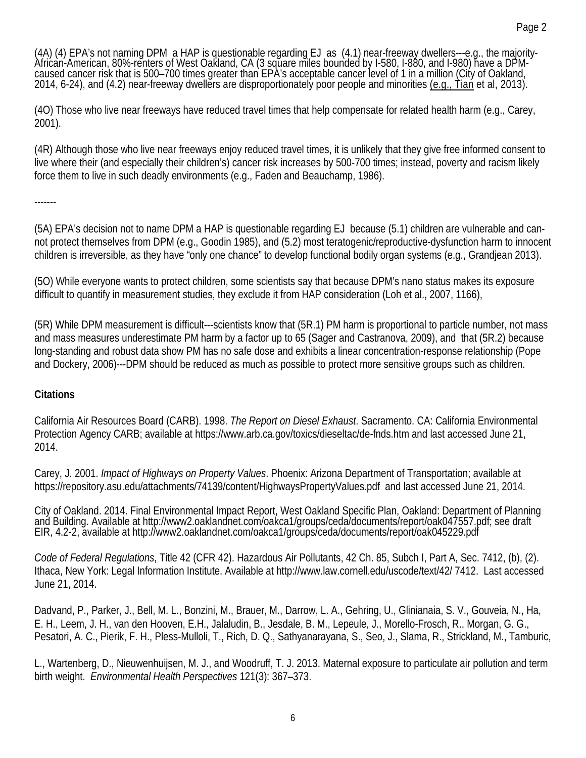(4A) (4) EPA's not naming DPM a HAP is questionable regarding EJ as (4.1) near-freeway dwellers---e.g., the majority-African-American, 80%-renters of West Oakland, CA (3 square miles bounded by I-580, I-880, and I-980) have a DPM-caused cancer risk that is 500–700 times greater than EPA's acceptable cancer level of 1 in a million (City of Oakland, 2014, 6-24), and (4.2) near-freeway dwellers are disproportionately poor people and minorities (e.g., Tian et al, 2013).

(4O) Those who live near freeways have reduced travel times that help compensate for related health harm (e.g., Carey, 2001).

(4R) Although those who live near freeways enjoy reduced travel times, it is unlikely that they give free informed consent to live where their (and especially their children's) cancer risk increases by 500-700 times; instead, poverty and racism likely force them to live in such deadly environments (e.g., Faden and Beauchamp, 1986).

-------

(5A) EPA's decision not to name DPM a HAP is questionable regarding EJ because (5.1) children are vulnerable and cannot protect themselves from DPM (e.g., Goodin 1985), and (5.2) most teratogenic/reproductive-dysfunction harm to innocent children is irreversible, as they have "only one chance" to develop functional bodily organ systems (e.g., Grandjean 2013).

(5O) While everyone wants to protect children, some scientists say that because DPM's nano status makes its exposure difficult to quantify in measurement studies, they exclude it from HAP consideration (Loh et al., 2007, 1166),

(5R) While DPM measurement is difficult---scientists know that (5R.1) PM harm is proportional to particle number, not mass and mass measures underestimate PM harm by a factor up to 65 (Sager and Castranova, 2009), and that (5R.2) because long-standing and robust data show PM has no safe dose and exhibits a linear concentration-response relationship (Pope and Dockery, 2006)---DPM should be reduced as much as possible to protect more sensitive groups such as children.

**Citations**

California Air Resources Board (CARB). 1998. *The Report on Diesel Exhaust*. Sacramento. CA: California Environmental Protection Agency CARB; available at https://www.arb.ca.gov/toxics/dieseltac/de-fnds.htm and last accessed June 21, 2014.

Carey, J. 2001. *Impact of Highways on Property Values*. Phoenix: Arizona Department of Transportation; available at https://repository.asu.edu/attachments/74139/content/HighwaysPropertyValues.pdf and last accessed June 21, 2014.

City of Oakland. 2014. Final Environmental Impact Report, West Oakland Specific Plan, Oakland: Department of Planning and Building. Available at http://www2.oaklandnet.com/oakca1/groups/ceda/documents/report/oak047557.pdf; see draft EIR, 4.2-2, available at http://www2.oaklandnet.com/oakca1/groups/ceda/documents/report/oak045229.pdf

*Code of Federal Regulations*, Title 42 (CFR 42). Hazardous Air Pollutants, 42 Ch. 85, Subch I, Part A, Sec. 7412, (b), (2). Ithaca, New York: Legal Information Institute. Available at http://www.law.cornell.edu/uscode/text/42/ 7412. Last accessed June 21, 2014.

Dadvand, P., Parker, J., Bell, M. L., Bonzini, M., Brauer, M., Darrow, L. A., Gehring, U., Glinianaia, S. V., Gouveia, N., Ha, E. H., Leem, J. H., van den Hooven, E.H., Jalaludin, B., Jesdale, B. M., Lepeule, J., Morello-Frosch, R., Morgan, G. G., Pesatori, A. C., Pierik, F. H., Pless-Mulloli, T., Rich, D. Q., Sathyanarayana, S., Seo, J., Slama, R., Strickland, M., Tamburic, L., Wartenberg, D., Nieuwenhuijsen, M. J., and Woodruff, T. J. 2013. Maternal exposure to particulate air pollution and term birth weight. *Environmental Health Perspectives* 121(3): 367–373.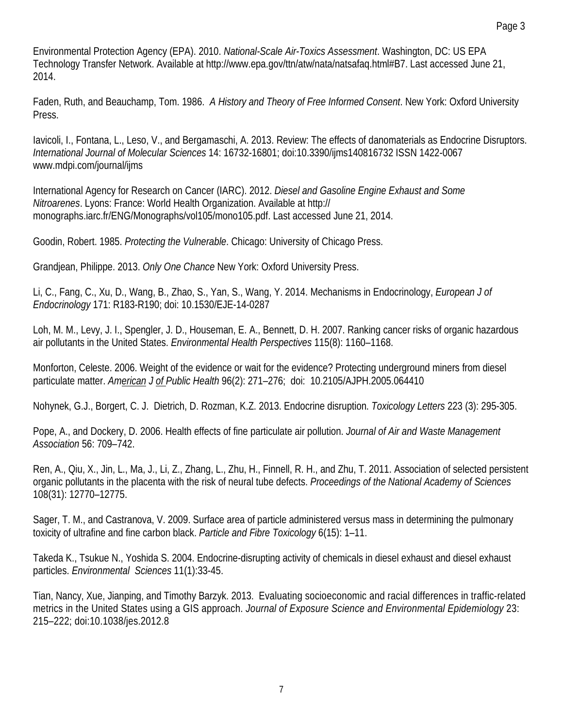Environmental Protection Agency (EPA). 2010. *National-Scale Air-Toxics Assessment*. Washington, DC: US EPA Technology Transfer Network. Available at http://www.epa.gov/ttn/atw/nata/natsafaq.html#B7. Last accessed June 21, 2014.

Faden, Ruth, and Beauchamp, Tom. 1986. *A History and Theory of Free Informed Consent*. New York: Oxford University Press.

Iavicoli, I., Fontana, L., Leso, V., and Bergamaschi, A. 2013. Review: The effects of danomaterials as Endocrine Disruptors. *International Journal of Molecular Sciences* 14: 16732-16801; doi:10.3390/ijms140816732 ISSN 1422-0067 www.mdpi.com/journal/ijms

International Agency for Research on Cancer (IARC). 2012. *Diesel and Gasoline Engine Exhaust and Some Nitroarenes*. Lyons: France: World Health Organization. Available at http:// monographs.iarc.fr/ENG/Monographs/vol105/mono105.pdf. Last accessed June 21, 2014.

Goodin, Robert. 1985. *Protecting the Vulnerable*. Chicago: University of Chicago Press.

Grandjean, Philippe. 2013. *Only One Chance* New York: Oxford University Press.

Li, C., Fang, C., Xu, D., Wang, B., Zhao, S., Yan, S., Wang, Y. 2014. Mechanisms in Endocrinology, *European J of Endocrinology* 171: R183-R190; doi: 10.1530/EJE-14-0287

Loh, M. M., Levy, J. I., Spengler, J. D., Houseman, E. A., Bennett, D. H. 2007. Ranking cancer risks of organic hazardous air pollutants in the United States. *Environmental Health Perspectives* 115(8): 1160–1168.

Monforton, Celeste. 2006. Weight of the evidence or wait for the evidence? Protecting underground miners from diesel particulate matter. *American J of Public Health* 96(2): 271–276; doi: 10.2105/AJPH.2005.064410

Nohynek, G.J., Borgert, C. J. Dietrich, D. Rozman, K.Z. 2013. Endocrine disruption. *Toxicology Letters* 223 (3): 295-305.

Pope, A., and Dockery, D. 2006. Health effects of fine particulate air pollution. *Journal of Air and Waste Management Association* 56: 709–742.

Ren, A., Qiu, X., Jin, L., Ma, J., Li, Z., Zhang, L., Zhu, H., Finnell, R. H., and Zhu, T. 2011. Association of selected persistent organic pollutants in the placenta with the risk of neural tube defects. *Proceedings of the National Academy of Sciences* 108(31): 12770–12775.

Sager, T. M., and Castranova, V. 2009. Surface area of particle administered versus mass in determining the pulmonary toxicity of ultrafine and fine carbon black. *Particle and Fibre Toxicology* 6(15): 1–11.

Takeda K., Tsukue N., Yoshida S. 2004. Endocrine-disrupting activity of chemicals in diesel exhaust and diesel exhaust particles. *Environmental Sciences* 11(1):33-45.

Tian, Nancy, Xue, Jianping, and Timothy Barzyk. 2013. Evaluating socioeconomic and racial differences in traffic-related metrics in the United States using a GIS approach. *Journal of Exposure Science and Environmental Epidemiology* 23: 215–222; doi:10.1038/jes.2012.8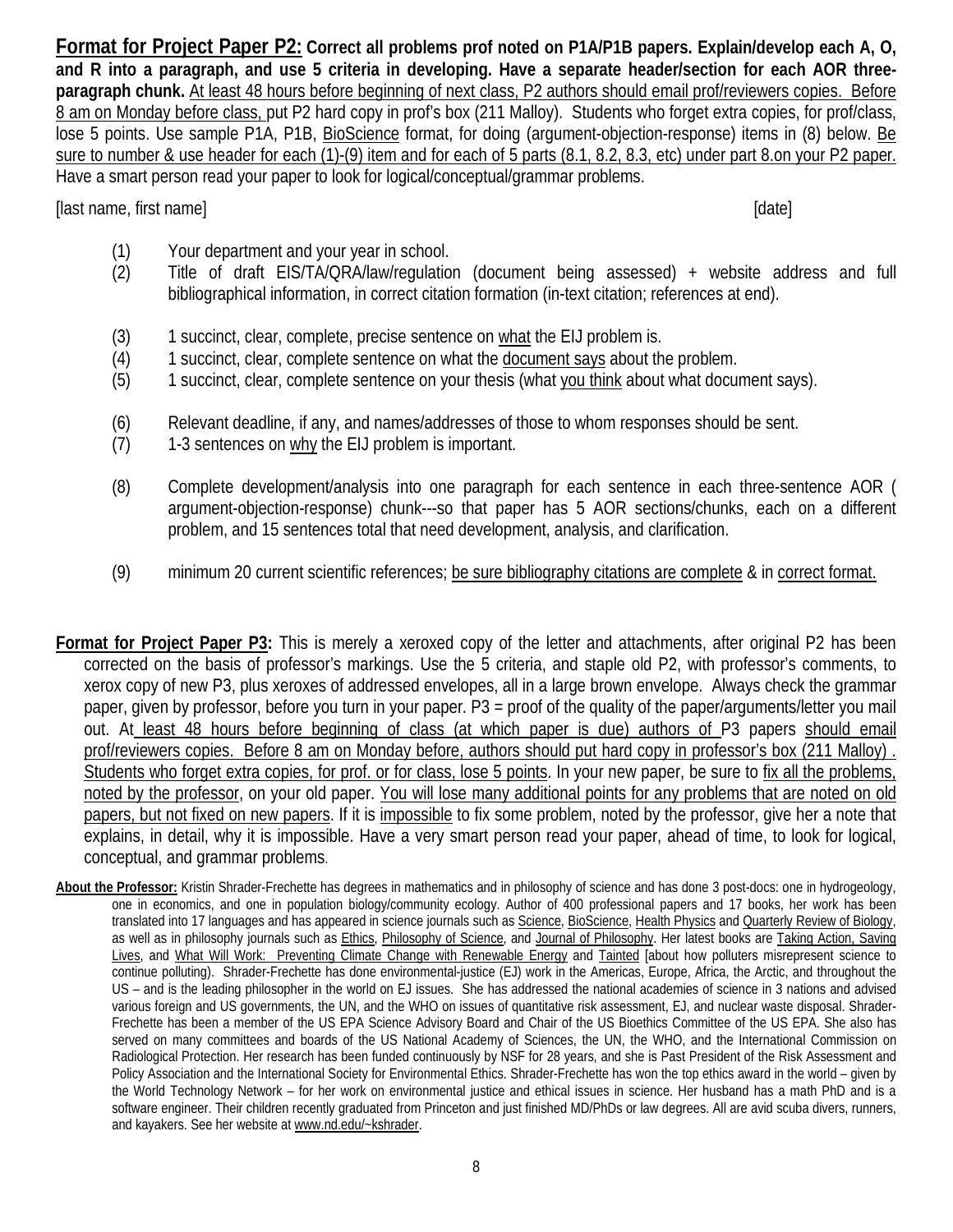**Format for Project Paper P2: Correct all problems prof noted on P1A/P1B papers. Explain/develop each A, O, and R into a paragraph, and use 5 criteria in developing. Have a separate header/section for each AOR three-paragraph chunk.** At least 48 hours before beginning of next class, P2 authors should email prof/reviewers copies. Before 8 am on Monday before class, put P2 hard copy in prof's box (211 Malloy). Students who forget extra copies, for prof/class, lose 5 points. Use sample P1A, P1B, BioScience format, for doing (argument-objection-response) items in (8) below. Be sure to number & use header for each (1)-(9) item and for each of 5 parts (8.1, 8.2, 8.3, etc) under part 8.on your P2 paper. Have a smart person read your paper to look for logical/conceptual/grammar problems.

[last name, first name] [date]

(1) Your department and your year in school.
(2) Title of draft EIS/TA/QRA/law/regulation (document being assessed) + website address and full bibliographical information, in correct citation formation (in-text citation; references at end).

(3) 1 succinct, clear, complete, precise sentence on what the EIJ problem is.
(4) 1 succinct, clear, complete sentence on what the document says about the problem.
(5) 1 succinct, clear, complete sentence on your thesis (what you think about what document says).

(6) Relevant deadline, if any, and names/addresses of those to whom responses should be sent.
(7) 1-3 sentences on why the EIJ problem is important.

(8) Complete development/analysis into one paragraph for each sentence in each three-sentence AOR ( argument-objection-response) chunk---so that paper has 5 AOR sections/chunks, each on a different problem, and 15 sentences total that need development, analysis, and clarification.

(9) minimum 20 current scientific references; be sure bibliography citations are complete & in correct format.

**Format for Project Paper P3:** This is merely a xeroxed copy of the letter and attachments, after original P2 has been corrected on the basis of professor's markings. Use the 5 criteria, and staple old P2, with professor's comments, to xerox copy of new P3, plus xeroxes of addressed envelopes, all in a large brown envelope. Always check the grammar paper, given by professor, before you turn in your paper. P3 = proof of the quality of the paper/arguments/letter you mail out. At least 48 hours before beginning of class (at which paper is due) authors of P3 papers should email prof/reviewers copies. Before 8 am on Monday before, authors should put hard copy in professor's box (211 Malloy) . Students who forget extra copies, for prof. or for class, lose 5 points. In your new paper, be sure to fix all the problems, noted by the professor, on your old paper. You will lose many additional points for any problems that are noted on old papers, but not fixed on new papers. If it is impossible to fix some problem, noted by the professor, give her a note that explains, in detail, why it is impossible. Have a very smart person read your paper, ahead of time, to look for logical, conceptual, and grammar problems.

**About the Professor:** Kristin Shrader-Frechette has degrees in mathematics and in philosophy of science and has done 3 post-docs: one in hydrogeology, one in economics, and one in population biology/community ecology. Author of 400 professional papers and 17 books, her work has been translated into 17 languages and has appeared in science journals such as Science, BioScience, Health Physics and Quarterly Review of Biology, as well as in philosophy journals such as Ethics, Philosophy of Science, and Journal of Philosophy. Her latest books are Taking Action, Saving Lives, and What Will Work: Preventing Climate Change with Renewable Energy and Tainted [about how polluters misrepresent science to continue polluting). Shrader-Frechette has done environmental-justice (EJ) work in the Americas, Europe, Africa, the Arctic, and throughout the US – and is the leading philosopher in the world on EJ issues. She has addressed the national academies of science in 3 nations and advised various foreign and US governments, the UN, and the WHO on issues of quantitative risk assessment, EJ, and nuclear waste disposal. Shrader-Frechette has been a member of the US EPA Science Advisory Board and Chair of the US Bioethics Committee of the US EPA. She also has served on many committees and boards of the US National Academy of Sciences, the UN, the WHO, and the International Commission on Radiological Protection. Her research has been funded continuously by NSF for 28 years, and she is Past President of the Risk Assessment and Policy Association and the International Society for Environmental Ethics. Shrader-Frechette has won the top ethics award in the world – given by the World Technology Network – for her work on environmental justice and ethical issues in science. Her husband has a math PhD and is a software engineer. Their children recently graduated from Princeton and just finished MD/PhDs or law degrees. All are avid scuba divers, runners, and kayakers. See her website at www.nd.edu/~kshrader.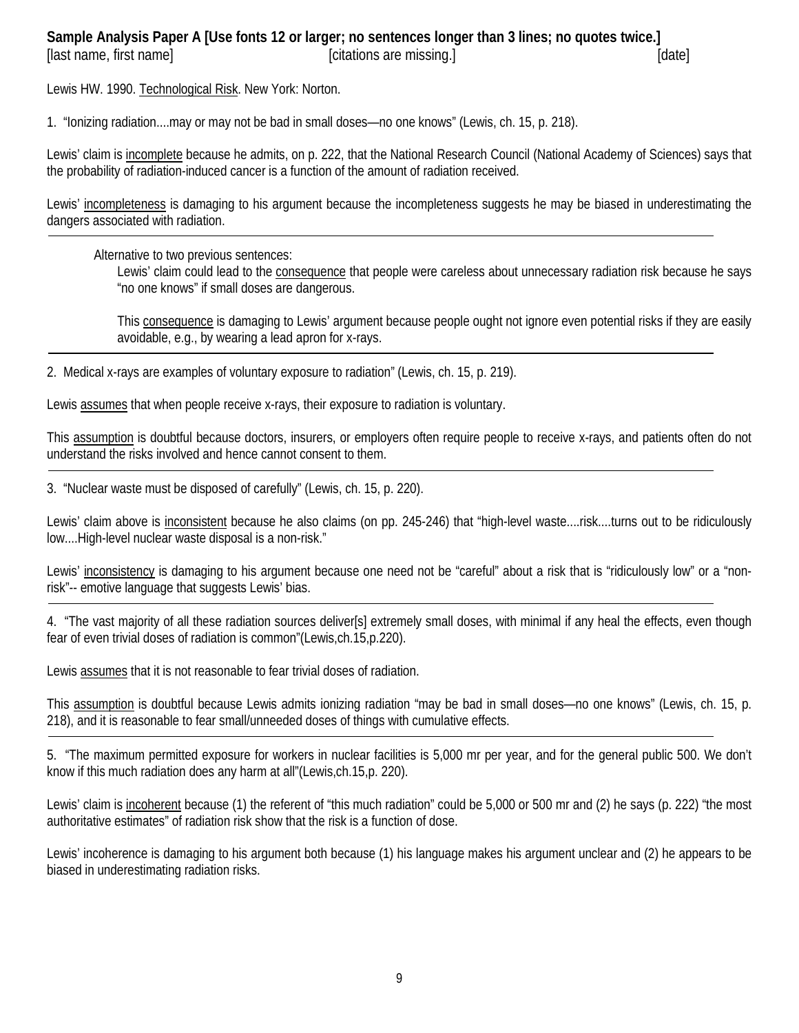**Sample Analysis Paper A [Use fonts 12 or larger; no sentences longer than 3 lines; no quotes twice.]**

[last name, first name] [citations are missing.] [date]

Lewis HW. 1990. Technological Risk. New York: Norton.

1. "Ionizing radiation....may or may not be bad in small doses—no one knows" (Lewis, ch. 15, p. 218).

Lewis' claim is incomplete because he admits, on p. 222, that the National Research Council (National Academy of Sciences) says that the probability of radiation-induced cancer is a function of the amount of radiation received.

Lewis' incompleteness is damaging to his argument because the incompleteness suggests he may be biased in underestimating the dangers associated with radiation.

---

Alternative to two previous sentences:

> Lewis' claim could lead to the consequence that people were careless about unnecessary radiation risk because he says "no one knows" if small doses are dangerous.
>
> This consequence is damaging to Lewis' argument because people ought not ignore even potential risks if they are easily avoidable, e.g., by wearing a lead apron for x-rays.

---

2. Medical x-rays are examples of voluntary exposure to radiation" (Lewis, ch. 15, p. 219).

Lewis assumes that when people receive x-rays, their exposure to radiation is voluntary.

This assumption is doubtful because doctors, insurers, or employers often require people to receive x-rays, and patients often do not understand the risks involved and hence cannot consent to them.

---

3. "Nuclear waste must be disposed of carefully" (Lewis, ch. 15, p. 220).

Lewis' claim above is inconsistent because he also claims (on pp. 245-246) that "high-level waste....risk....turns out to be ridiculously low....High-level nuclear waste disposal is a non-risk."

Lewis' inconsistency is damaging to his argument because one need not be "careful" about a risk that is "ridiculously low" or a "non-risk"-- emotive language that suggests Lewis' bias.

---

4. "The vast majority of all these radiation sources deliver[s] extremely small doses, with minimal if any heal the effects, even though fear of even trivial doses of radiation is common"(Lewis,ch.15,p.220).

Lewis assumes that it is not reasonable to fear trivial doses of radiation.

This assumption is doubtful because Lewis admits ionizing radiation "may be bad in small doses—no one knows" (Lewis, ch. 15, p. 218), and it is reasonable to fear small/unneeded doses of things with cumulative effects.

---

5. "The maximum permitted exposure for workers in nuclear facilities is 5,000 mr per year, and for the general public 500. We don't know if this much radiation does any harm at all"(Lewis,ch.15,p. 220).

Lewis' claim is incoherent because (1) the referent of "this much radiation" could be 5,000 or 500 mr and (2) he says (p. 222) "the most authoritative estimates" of radiation risk show that the risk is a function of dose.

Lewis' incoherence is damaging to his argument both because (1) his language makes his argument unclear and (2) he appears to be biased in underestimating radiation risks.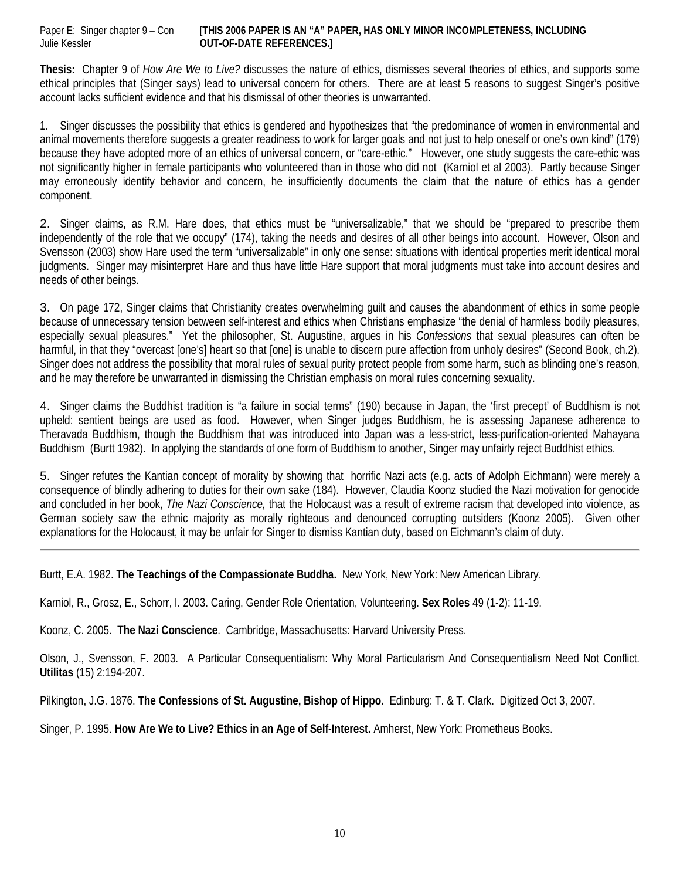Paper E: Singer chapter 9 – Con **[THIS 2006 PAPER IS AN "A" PAPER, HAS ONLY MINOR INCOMPLETENESS, INCLUDING OUT-OF-DATE REFERENCES.]**
Julie Kessler

**Thesis:** Chapter 9 of *How Are We to Live?* discusses the nature of ethics, dismisses several theories of ethics, and supports some ethical principles that (Singer says) lead to universal concern for others. There are at least 5 reasons to suggest Singer's positive account lacks sufficient evidence and that his dismissal of other theories is unwarranted.

1. Singer discusses the possibility that ethics is gendered and hypothesizes that "the predominance of women in environmental and animal movements therefore suggests a greater readiness to work for larger goals and not just to help oneself or one's own kind" (179) because they have adopted more of an ethics of universal concern, or "care-ethic." However, one study suggests the care-ethic was not significantly higher in female participants who volunteered than in those who did not (Karniol et al 2003). Partly because Singer may erroneously identify behavior and concern, he insufficiently documents the claim that the nature of ethics has a gender component.

2. Singer claims, as R.M. Hare does, that ethics must be "universalizable," that we should be "prepared to prescribe them independently of the role that we occupy" (174), taking the needs and desires of all other beings into account. However, Olson and Svensson (2003) show Hare used the term "universalizable" in only one sense: situations with identical properties merit identical moral judgments. Singer may misinterpret Hare and thus have little Hare support that moral judgments must take into account desires and needs of other beings.

3. On page 172, Singer claims that Christianity creates overwhelming guilt and causes the abandonment of ethics in some people because of unnecessary tension between self-interest and ethics when Christians emphasize "the denial of harmless bodily pleasures, especially sexual pleasures." Yet the philosopher, St. Augustine, argues in his *Confessions* that sexual pleasures can often be harmful, in that they "overcast [one's] heart so that [one] is unable to discern pure affection from unholy desires" (Second Book, ch.2). Singer does not address the possibility that moral rules of sexual purity protect people from some harm, such as blinding one's reason, and he may therefore be unwarranted in dismissing the Christian emphasis on moral rules concerning sexuality.

4. Singer claims the Buddhist tradition is "a failure in social terms" (190) because in Japan, the 'first precept' of Buddhism is not upheld: sentient beings are used as food. However, when Singer judges Buddhism, he is assessing Japanese adherence to Theravada Buddhism, though the Buddhism that was introduced into Japan was a less-strict, less-purification-oriented Mahayana Buddhism (Burtt 1982). In applying the standards of one form of Buddhism to another, Singer may unfairly reject Buddhist ethics.

5. Singer refutes the Kantian concept of morality by showing that horrific Nazi acts (e.g. acts of Adolph Eichmann) were merely a consequence of blindly adhering to duties for their own sake (184). However, Claudia Koonz studied the Nazi motivation for genocide and concluded in her book, *The Nazi Conscience,* that the Holocaust was a result of extreme racism that developed into violence, as German society saw the ethnic majority as morally righteous and denounced corrupting outsiders (Koonz 2005). Given other explanations for the Holocaust, it may be unfair for Singer to dismiss Kantian duty, based on Eichmann's claim of duty.

---

Burtt, E.A. 1982. **The Teachings of the Compassionate Buddha.** New York, New York: New American Library.

Karniol, R., Grosz, E., Schorr, I. 2003. Caring, Gender Role Orientation, Volunteering. **Sex Roles** 49 (1-2): 11-19.

Koonz, C. 2005. **The Nazi Conscience**. Cambridge, Massachusetts: Harvard University Press.

Olson, J., Svensson, F. 2003. A Particular Consequentialism: Why Moral Particularism And Consequentialism Need Not Conflict. **Utilitas** (15) 2:194-207.

Pilkington, J.G. 1876. **The Confessions of St. Augustine, Bishop of Hippo.** Edinburg: T. & T. Clark. Digitized Oct 3, 2007.

Singer, P. 1995. **How Are We to Live? Ethics in an Age of Self-Interest.** Amherst, New York: Prometheus Books.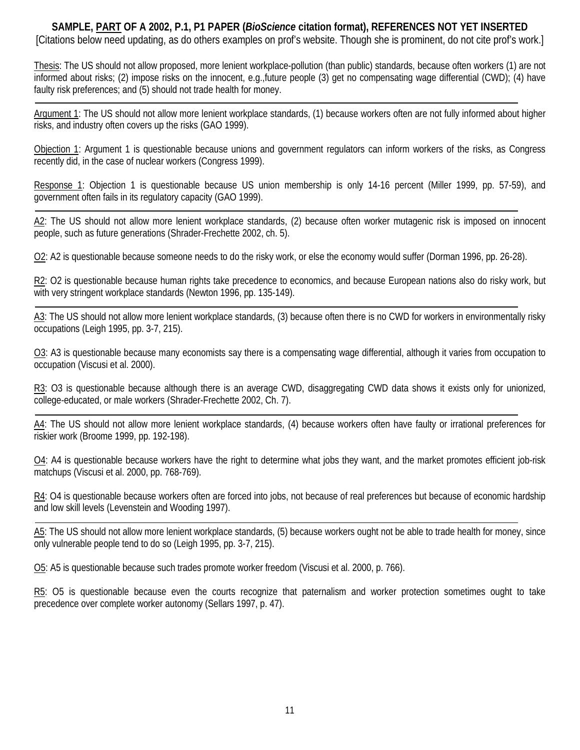**SAMPLE, <u>PART</u> OF A 2002, P.1, P1 PAPER (*BioScience* citation format), REFERENCES NOT YET INSERTED**

[Citations below need updating, as do others examples on prof's website. Though she is prominent, do not cite prof's work.]

<u>Thesis</u>: The US should not allow proposed, more lenient workplace-pollution (than public) standards, because often workers (1) are not informed about risks; (2) impose risks on the innocent, e.g.,future people (3) get no compensating wage differential (CWD); (4) have faulty risk preferences; and (5) should not trade health for money.

---

<u>Argument 1</u>: The US should not allow more lenient workplace standards, (1) because workers often are not fully informed about higher risks, and industry often covers up the risks (GAO 1999).

<u>Objection 1</u>: Argument 1 is questionable because unions and government regulators can inform workers of the risks, as Congress recently did, in the case of nuclear workers (Congress 1999).

<u>Response 1</u>: Objection 1 is questionable because US union membership is only 14-16 percent (Miller 1999, pp. 57-59), and government often fails in its regulatory capacity (GAO 1999).

---

<u>A2</u>: The US should not allow more lenient workplace standards, (2) because often worker mutagenic risk is imposed on innocent people, such as future generations (Shrader-Frechette 2002, ch. 5).

<u>O2</u>: A2 is questionable because someone needs to do the risky work, or else the economy would suffer (Dorman 1996, pp. 26-28).

<u>R2</u>: O2 is questionable because human rights take precedence to economics, and because European nations also do risky work, but with very stringent workplace standards (Newton 1996, pp. 135-149).

---

<u>A3</u>: The US should not allow more lenient workplace standards, (3) because often there is no CWD for workers in environmentally risky occupations (Leigh 1995, pp. 3-7, 215).

<u>O3</u>: A3 is questionable because many economists say there is a compensating wage differential, although it varies from occupation to occupation (Viscusi et al. 2000).

<u>R3</u>: O3 is questionable because although there is an average CWD, disaggregating CWD data shows it exists only for unionized, college-educated, or male workers (Shrader-Frechette 2002, Ch. 7).

---

<u>A4</u>: The US should not allow more lenient workplace standards, (4) because workers often have faulty or irrational preferences for riskier work (Broome 1999, pp. 192-198).

<u>O4</u>: A4 is questionable because workers have the right to determine what jobs they want, and the market promotes efficient job-risk matchups (Viscusi et al. 2000, pp. 768-769).

<u>R4</u>: O4 is questionable because workers often are forced into jobs, not because of real preferences but because of economic hardship and low skill levels (Levenstein and Wooding 1997).

---

<u>A5</u>: The US should not allow more lenient workplace standards, (5) because workers ought not be able to trade health for money, since only vulnerable people tend to do so (Leigh 1995, pp. 3-7, 215).

<u>O5</u>: A5 is questionable because such trades promote worker freedom (Viscusi et al. 2000, p. 766).

<u>R5</u>: O5 is questionable because even the courts recognize that paternalism and worker protection sometimes ought to take precedence over complete worker autonomy (Sellars 1997, p. 47).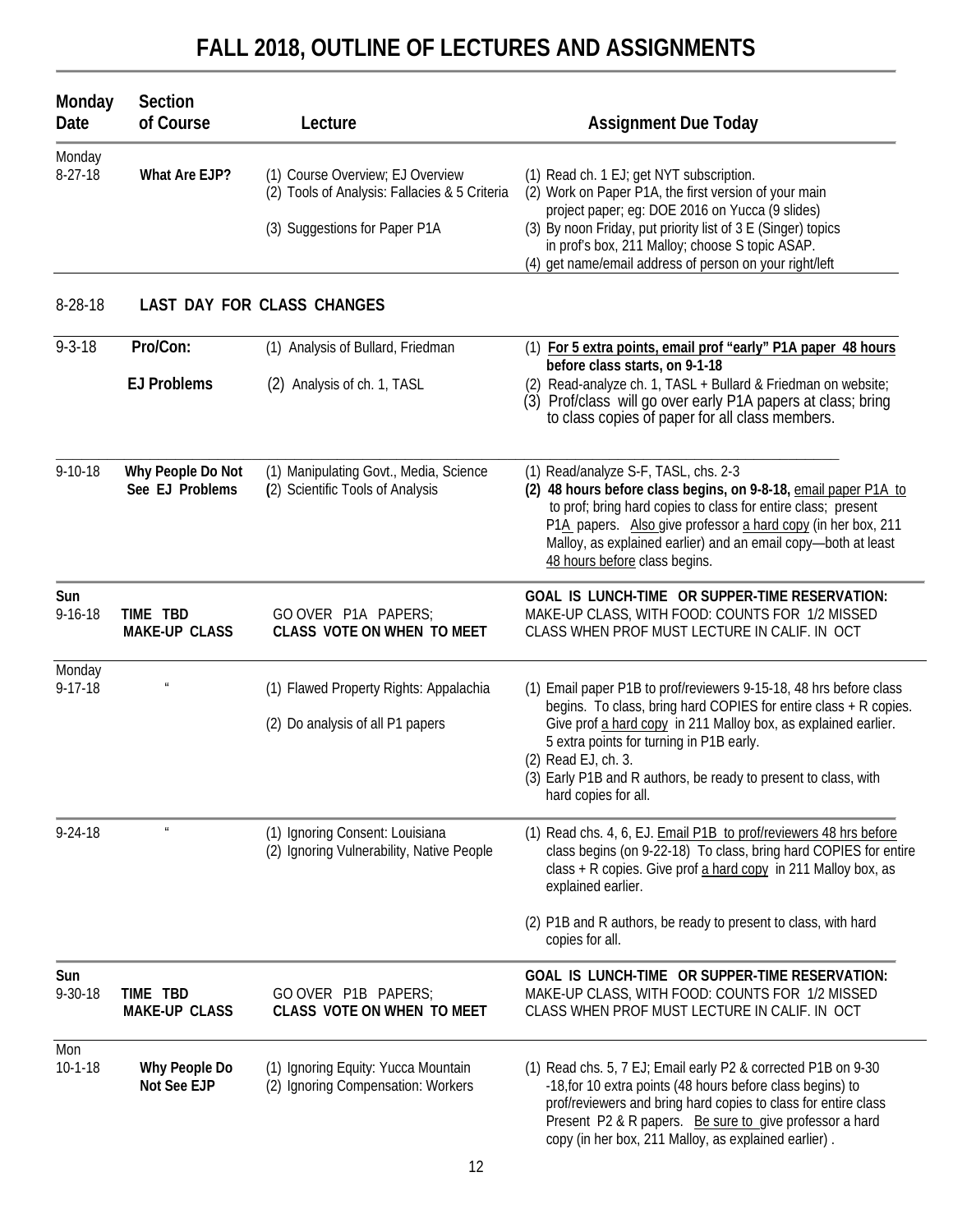# FALL 2018, OUTLINE OF LECTURES AND ASSIGNMENTS

| Monday Date | Section of Course | Lecture | Assignment Due Today |
|---|---|---|---|
| Monday 8-27-18 | **What Are EJP?** | (1) Course Overview; EJ Overview<br>(2) Tools of Analysis: Fallacies & 5 Criteria<br>(3) Suggestions for Paper P1A | (1) Read ch. 1 EJ; get NYT subscription.<br>(2) Work on Paper P1A, the first version of your main project paper; eg: DOE 2016 on Yucca (9 slides)<br>(3) By noon Friday, put priority list of 3 E (Singer) topics in prof's box, 211 Malloy; choose S topic ASAP.<br>(4) get name/email address of person on your right/left |
| 8-28-18 | **LAST DAY FOR CLASS CHANGES** | | |
| 9-3-18 | **Pro/Con:**<br>**EJ Problems** | (1) Analysis of Bullard, Friedman<br>(2) Analysis of ch. 1, TASL | (1) **For 5 extra points, email prof "early" P1A paper 48 hours before class starts, on 9-1-18**<br>(2) Read-analyze ch. 1, TASL + Bullard & Friedman on website;<br>(3) Prof/class will go over early P1A papers at class; bring to class copies of paper for all class members. |
| 9-10-18 | **Why People Do Not See EJ Problems** | (1) Manipulating Govt., Media, Science<br>(2) Scientific Tools of Analysis | (1) Read/analyze S-F, TASL, chs. 2-3<br>(2) **48 hours before class begins, on 9-8-18,** email paper P1A to prof; bring hard copies to class for entire class; present P1A papers. Also give professor a hard copy (in her box, 211 Malloy, as explained earlier) and an email copy—both at least 48 hours before class begins. |
| **Sun 9-16-18** | **TIME TBD MAKE-UP CLASS** | GO OVER P1A PAPERS; **CLASS VOTE ON WHEN TO MEET** | **GOAL IS LUNCH-TIME OR SUPPER-TIME RESERVATION:** MAKE-UP CLASS, WITH FOOD: COUNTS FOR 1/2 MISSED CLASS WHEN PROF MUST LECTURE IN CALIF. IN OCT |
| Monday 9-17-18 | " | (1) Flawed Property Rights: Appalachia<br>(2) Do analysis of all P1 papers | (1) Email paper P1B to prof/reviewers 9-15-18, 48 hrs before class begins. To class, bring hard COPIES for entire class + R copies. Give prof a hard copy in 211 Malloy box, as explained earlier. 5 extra points for turning in P1B early.<br>(2) Read EJ, ch. 3.<br>(3) Early P1B and R authors, be ready to present to class, with hard copies for all. |
| 9-24-18 | " | (1) Ignoring Consent: Louisiana<br>(2) Ignoring Vulnerability, Native People | (1) Read chs. 4, 6, EJ. Email P1B to prof/reviewers 48 hrs before class begins (on 9-22-18) To class, bring hard COPIES for entire class + R copies. Give prof a hard copy in 211 Malloy box, as explained earlier.<br>(2) P1B and R authors, be ready to present to class, with hard copies for all. |
| **Sun 9-30-18** | **TIME TBD MAKE-UP CLASS** | GO OVER P1B PAPERS; **CLASS VOTE ON WHEN TO MEET** | **GOAL IS LUNCH-TIME OR SUPPER-TIME RESERVATION:** MAKE-UP CLASS, WITH FOOD: COUNTS FOR 1/2 MISSED CLASS WHEN PROF MUST LECTURE IN CALIF. IN OCT |
| Mon 10-1-18 | **Why People Do Not See EJP** | (1) Ignoring Equity: Yucca Mountain<br>(2) Ignoring Compensation: Workers | (1) Read chs. 5, 7 EJ; Email early P2 & corrected P1B on 9-30 -18,for 10 extra points (48 hours before class begins) to prof/reviewers and bring hard copies to class for entire class Present P2 & R papers. Be sure to give professor a hard copy (in her box, 211 Malloy, as explained earlier) . |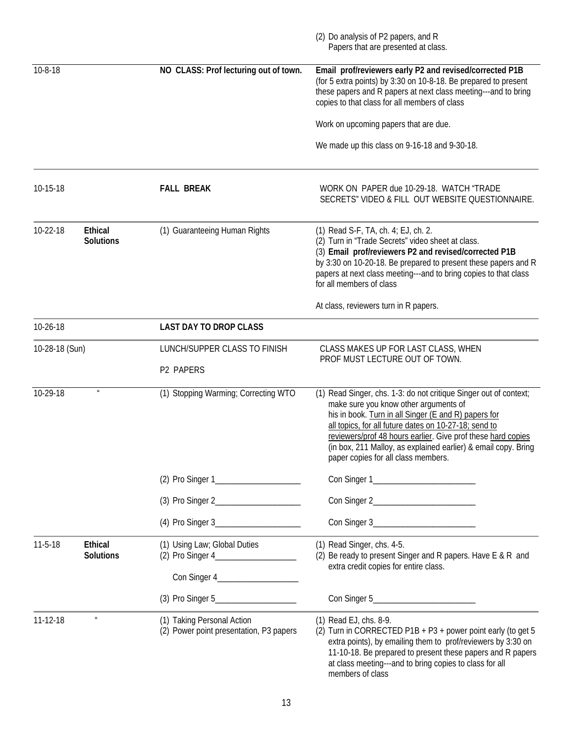| | | | (2) Do analysis of P2 papers, and R Papers that are presented at class. |
|---|---|---|---|
| 10-8-18 | | **NO CLASS: Prof lecturing out of town.** | **Email prof/reviewers early P2 and revised/corrected P1B** (for 5 extra points) by 3:30 on 10-8-18. Be prepared to present these papers and R papers at next class meeting---and to bring copies to that class for all members of class<br><br>Work on upcoming papers that are due.<br><br>We made up this class on 9-16-18 and 9-30-18. |
| 10-15-18 | | **FALL BREAK** | WORK ON PAPER due 10-29-18. WATCH "TRADE SECRETS" VIDEO & FILL OUT WEBSITE QUESTIONNAIRE. |
| 10-22-18 | **Ethical Solutions** | (1) Guaranteeing Human Rights | (1) Read S-F, TA, ch. 4; EJ, ch. 2.<br>(2) Turn in "Trade Secrets" video sheet at class.<br>(3) **Email prof/reviewers P2 and revised/corrected P1B** by 3:30 on 10-20-18. Be prepared to present these papers and R papers at next class meeting---and to bring copies to that class for all members of class<br><br>At class, reviewers turn in R papers. |
| 10-26-18 | | **LAST DAY TO DROP CLASS** | |
| 10-28-18 (Sun) | | LUNCH/SUPPER CLASS TO FINISH<br>P2 PAPERS | CLASS MAKES UP FOR LAST CLASS, WHEN PROF MUST LECTURE OUT OF TOWN. |
| 10-29-18 | " | (1) Stopping Warming; Correcting WTO | (1) Read Singer, chs. 1-3: do not critique Singer out of context; make sure you know other arguments of his in his book. Turn in all Singer (E and R) papers for all topics, for all future dates on 10-27-18; send to reviewers/prof 48 hours earlier. Give prof these hard copies (in box, 211 Malloy, as explained earlier) & email copy. Bring paper copies for all class members. |
| | | (2) Pro Singer 1____________________ | Con Singer 1________________________ |
| | | (3) Pro Singer 2____________________ | Con Singer 2________________________ |
| | | (4) Pro Singer 3____________________ | Con Singer 3________________________ |
| 11-5-18 | **Ethical Solutions** | (1) Using Law; Global Duties<br>(2) Pro Singer 4___________________<br>Con Singer 4___________________ | (1) Read Singer, chs. 4-5.<br>(2) Be ready to present Singer and R papers. Have E & R and extra credit copies for entire class. |
| | | (3) Pro Singer 5___________________ | Con Singer 5________________________ |
| 11-12-18 | " | (1) Taking Personal Action<br>(2) Power point presentation, P3 papers | (1) Read EJ, chs. 8-9.<br>(2) Turn in CORRECTED P1B + P3 + power point early (to get 5 extra points), by emailing them to prof/reviewers by 3:30 on 11-10-18. Be prepared to present these papers and R papers at class meeting---and to bring copies to class for all members of class |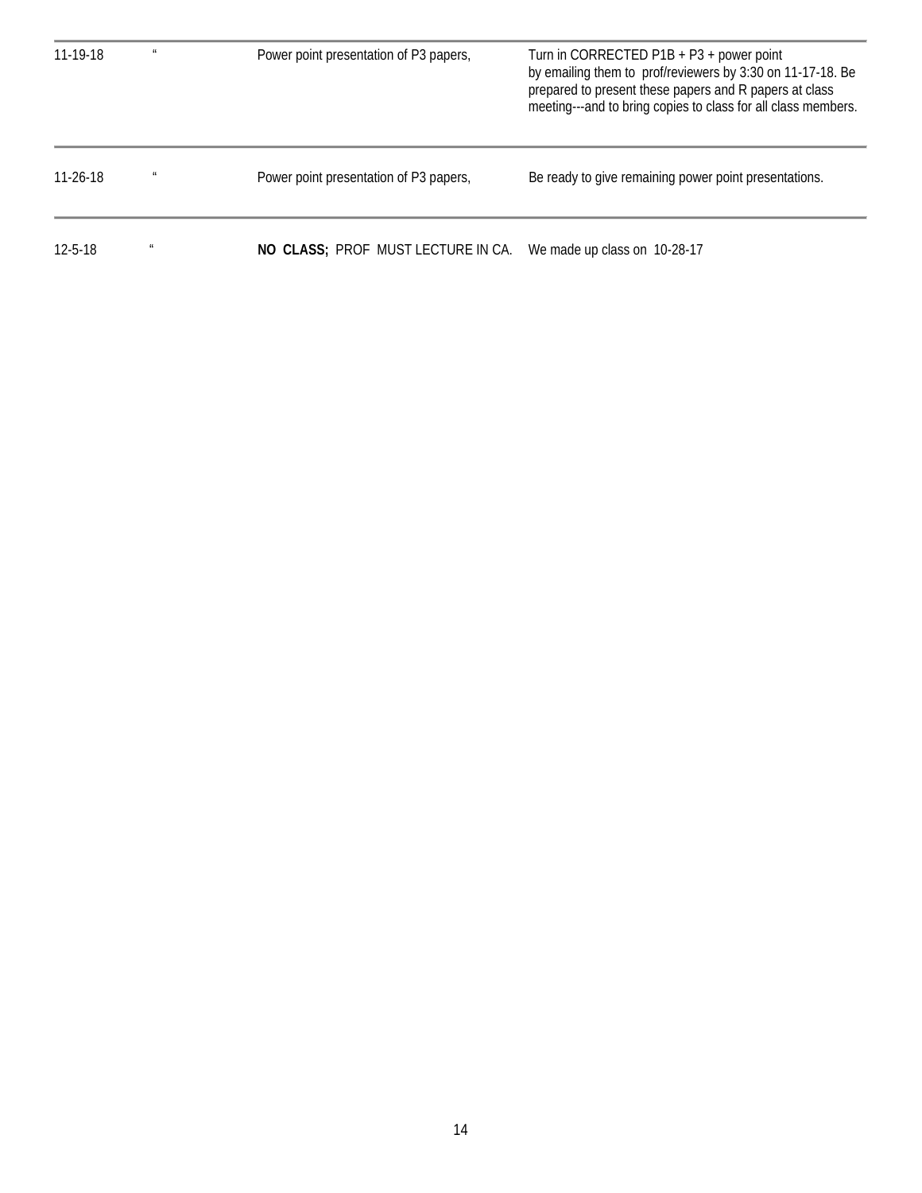| | | | |
|---|---|---|---|
| 11-19-18 | “ | Power point presentation of P3 papers, | Turn in CORRECTED P1B + P3 + power point by emailing them to prof/reviewers by 3:30 on 11-17-18. Be prepared to present these papers and R papers at class meeting---and to bring copies to class for all class members. |
| 11-26-18 | “ | Power point presentation of P3 papers, | Be ready to give remaining power point presentations. |
| 12-5-18 | “ | **NO CLASS;** PROF MUST LECTURE IN CA. | We made up class on 10-28-17 |